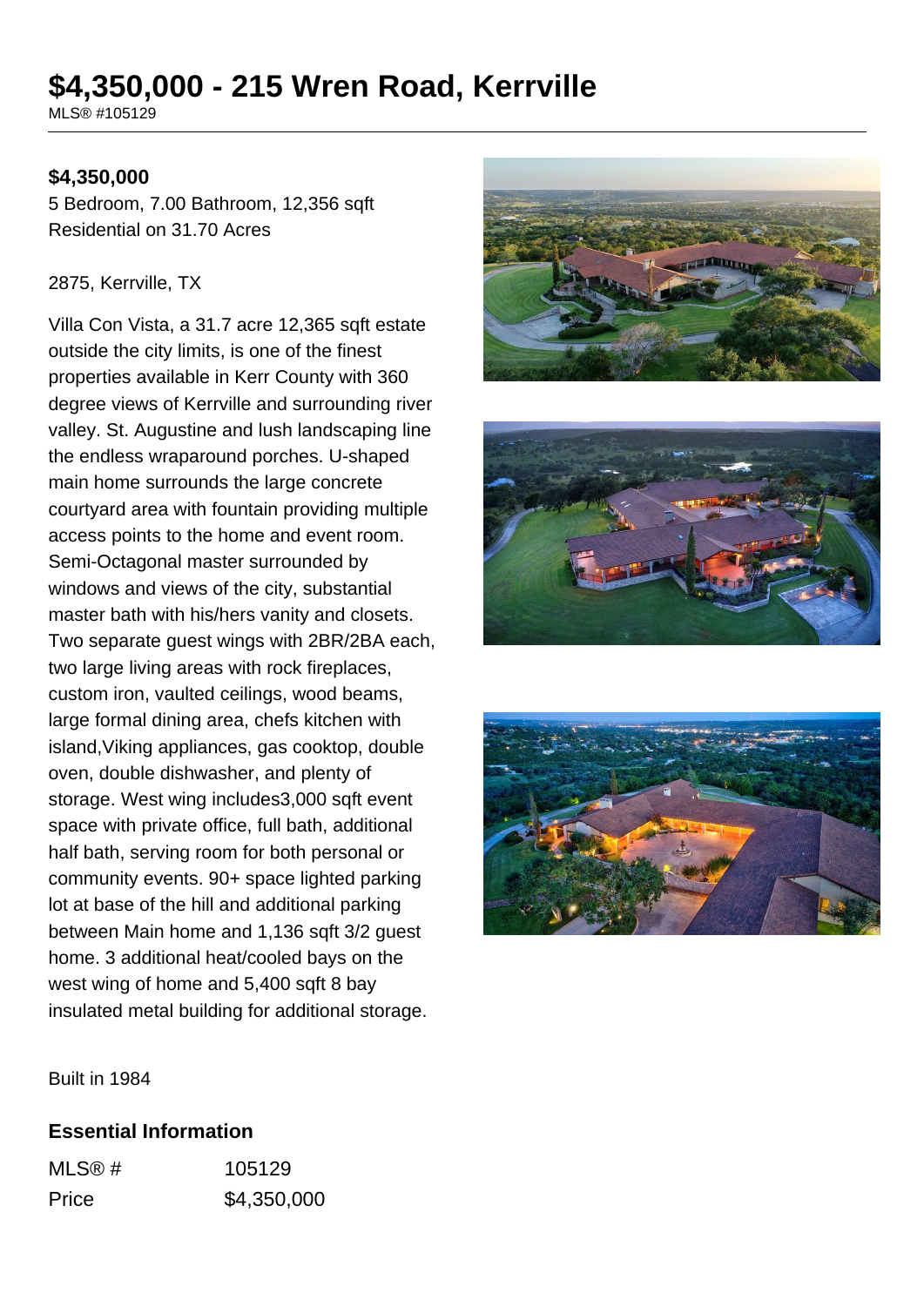# $4,350,000 - 215 Wren Road, Kerrville

MLS® #105129

**$4,350,000**

5 Bedroom, 7.00 Bathroom, 12,356 sqft
Residential on 31.70 Acres

2875, Kerrville, TX

Villa Con Vista, a 31.7 acre 12,365 sqft estate outside the city limits, is one of the finest properties available in Kerr County with 360 degree views of Kerrville and surrounding river valley. St. Augustine and lush landscaping line the endless wraparound porches. U-shaped main home surrounds the large concrete courtyard area with fountain providing multiple access points to the home and event room. Semi-Octagonal master surrounded by windows and views of the city, substantial master bath with his/hers vanity and closets. Two separate guest wings with 2BR/2BA each, two large living areas with rock fireplaces, custom iron, vaulted ceilings, wood beams, large formal dining area, chefs kitchen with island,Viking appliances, gas cooktop, double oven, double dishwasher, and plenty of storage. West wing includes3,000 sqft event space with private office, full bath, additional half bath, serving room for both personal or community events. 90+ space lighted parking lot at base of the hill and additional parking between Main home and 1,136 sqft 3/2 guest home. 3 additional heat/cooled bays on the west wing of home and 5,400 sqft 8 bay insulated metal building for additional storage.

Built in 1984

## Essential Information

| | |
|---|---|
| MLS® # | 105129 |
| Price | $4,350,000 |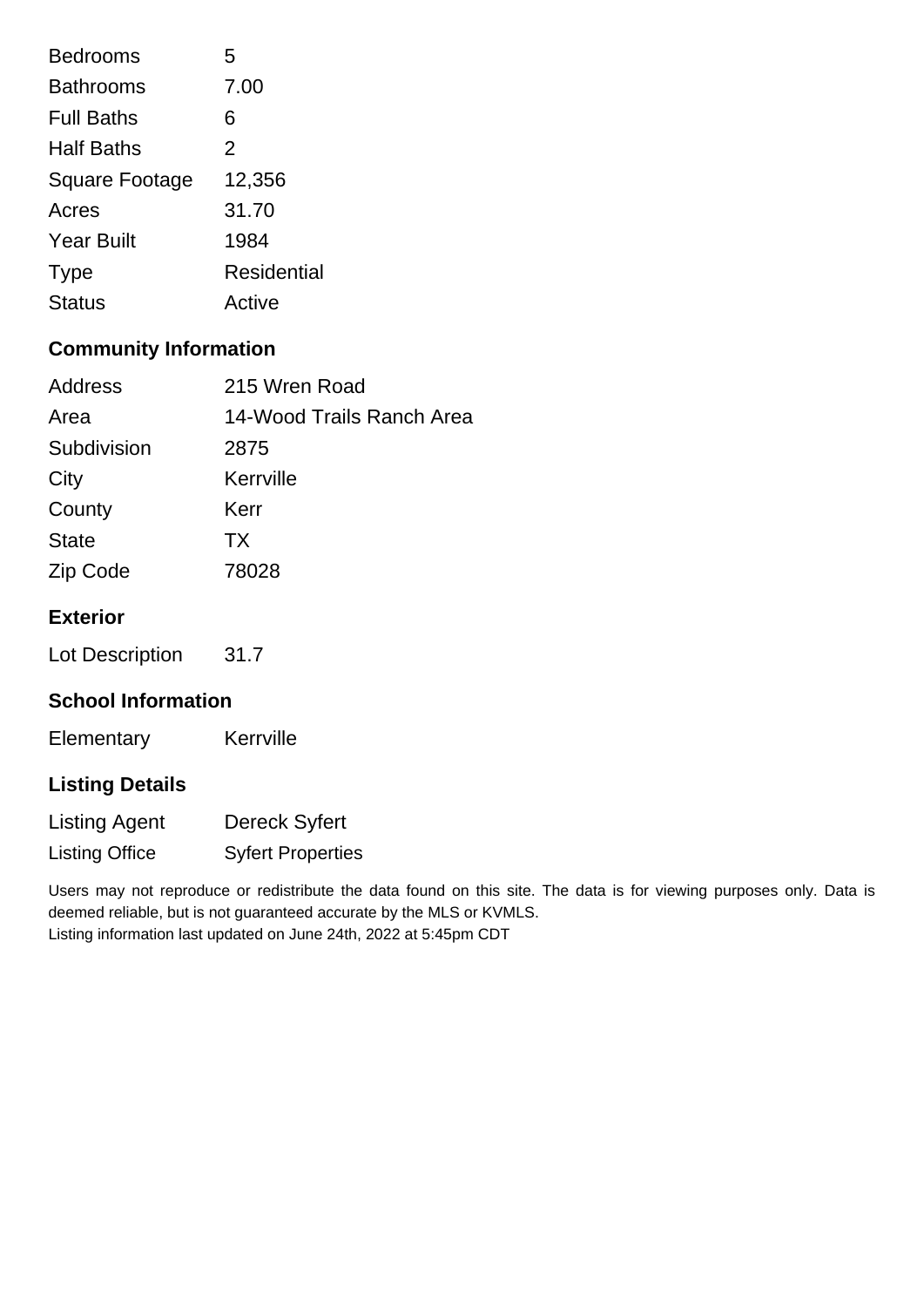| | |
|---|---|
| Bedrooms | 5 |
| Bathrooms | 7.00 |
| Full Baths | 6 |
| Half Baths | 2 |
| Square Footage | 12,356 |
| Acres | 31.70 |
| Year Built | 1984 |
| Type | Residential |
| Status | Active |

## Community Information

| | |
|---|---|
| Address | 215 Wren Road |
| Area | 14-Wood Trails Ranch Area |
| Subdivision | 2875 |
| City | Kerrville |
| County | Kerr |
| State | TX |
| Zip Code | 78028 |

## Exterior

| | |
|---|---|
| Lot Description | 31.7 |

## School Information

| | |
|---|---|
| Elementary | Kerrville |

## Listing Details

| | |
|---|---|
| Listing Agent | Dereck Syfert |
| Listing Office | Syfert Properties |

Users may not reproduce or redistribute the data found on this site. The data is for viewing purposes only. Data is deemed reliable, but is not guaranteed accurate by the MLS or KVMLS.
Listing information last updated on June 24th, 2022 at 5:45pm CDT